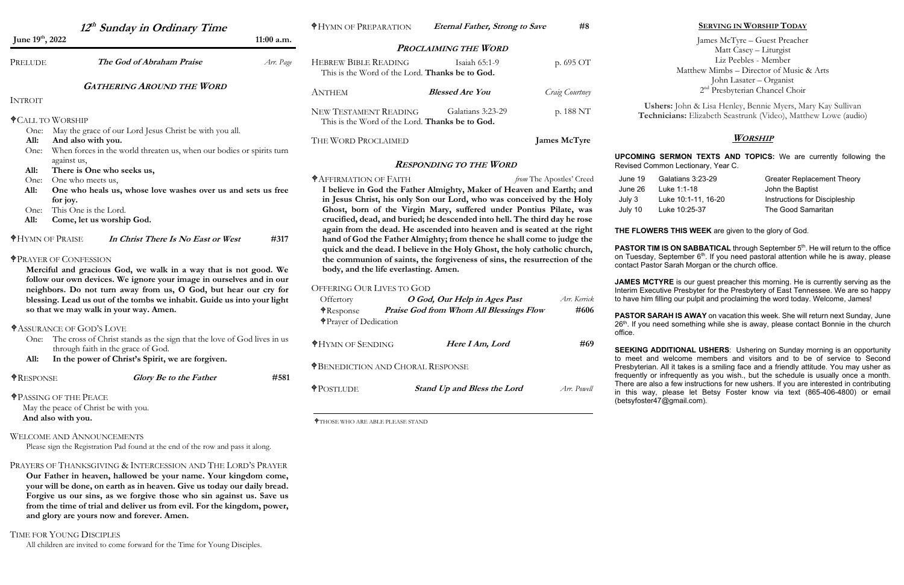# *12th Sunday in Ordinary Time*

**June 19th, 2022** **11:00 a.m.**

PRELUDE *The God of Abraham Praise* *Arr. Page*

## *GATHERING AROUND THE WORD*

INTROIT

✝CALL TO WORSHIP

One: May the grace of our Lord Jesus Christ be with you all.
**All: And also with you.**
One: When forces in the world threaten us, when our bodies or spirits turn against us,
**All: There is One who seeks us,**
One: One who meets us,
**All: One who heals us, whose love washes over us and sets us free for joy.**
One: This One is the Lord.
**All: Come, let us worship God.**

✝HYMN OF PRAISE *In Christ There Is No East or West* #317

✝PRAYER OF CONFESSION

**Merciful and gracious God, we walk in a way that is not good. We follow our own devices. We ignore your image in ourselves and in our neighbors. Do not turn away from us, O God, but hear our cry for blessing. Lead us out of the tombs we inhabit. Guide us into your light so that we may walk in your way. Amen.**

✝ASSURANCE OF GOD'S LOVE

One: The cross of Christ stands as the sign that the love of God lives in us through faith in the grace of God.
**All: In the power of Christ's Spirit, we are forgiven.**

✝RESPONSE *Glory Be to the Father* #581

✝PASSING OF THE PEACE

May the peace of Christ be with you.
**And also with you.**

WELCOME AND ANNOUNCEMENTS

Please sign the Registration Pad found at the end of the row and pass it along.

PRAYERS OF THANKSGIVING & INTERCESSION AND THE LORD'S PRAYER

**Our Father in heaven, hallowed be your name. Your kingdom come, your will be done, on earth as in heaven. Give us today our daily bread. Forgive us our sins, as we forgive those who sin against us. Save us from the time of trial and deliver us from evil. For the kingdom, power, and glory are yours now and forever. Amen.**

TIME FOR YOUNG DISCIPLES

All children are invited to come forward for the Time for Young Disciples.

✝HYMN OF PREPARATION *Eternal Father, Strong to Save* #8

## *PROCLAIMING THE WORD*

HEBREW BIBLE READING Isaiah 65:1-9 p. 695 OT
This is the Word of the Lord. **Thanks be to God.**

ANTHEM *Blessed Are You* *Craig Courtney*

NEW TESTAMENT READING Galatians 3:23-29 p. 188 NT
This is the Word of the Lord. **Thanks be to God.**

THE WORD PROCLAIMED **James McTyre**

## *RESPONDING TO THE WORD*

✝AFFIRMATION OF FAITH *from* The Apostles' Creed

**I believe in God the Father Almighty, Maker of Heaven and Earth; and in Jesus Christ, his only Son our Lord, who was conceived by the Holy Ghost, born of the Virgin Mary, suffered under Pontius Pilate, was crucified, dead, and buried; he descended into hell. The third day he rose again from the dead. He ascended into heaven and is seated at the right hand of God the Father Almighty; from thence he shall come to judge the quick and the dead. I believe in the Holy Ghost, the holy catholic church, the communion of saints, the forgiveness of sins, the resurrection of the body, and the life everlasting. Amen.**

OFFERING OUR LIVES TO GOD

Offertory *O God, Our Help in Ages Past* *Arr. Kerrick*
✝Response *Praise God from Whom All Blessings Flow* #606
✝Prayer of Dedication

✝HYMN OF SENDING *Here I Am, Lord* #69

✝BENEDICTION AND CHORAL RESPONSE

✝POSTLUDE *Stand Up and Bless the Lord* *Arr. Powell*

✝THOSE WHO ARE ABLE PLEASE STAND

## SERVING IN WORSHIP TODAY

James McTyre – Guest Preacher
Matt Casey – Liturgist
Liz Peebles - Member
Matthew Mimbs – Director of Music & Arts
John Lasater – Organist
2nd Presbyterian Chancel Choir

**Ushers:** John & Lisa Henley, Bennie Myers, Mary Kay Sullivan
**Technicians:** Elizabeth Seastrunk (Video), Matthew Lowe (audio)

## *WORSHIP*

**UPCOMING SERMON TEXTS AND TOPICS:** We are currently following the Revised Common Lectionary, Year C.

| | | |
|---|---|---|
| June 19 | Galatians 3:23-29 | Greater Replacement Theory |
| June 26 | Luke 1:1-18 | John the Baptist |
| July 3 | Luke 10:1-11, 16-20 | Instructions for Discipleship |
| July 10 | Luke 10:25-37 | The Good Samaritan |

**THE FLOWERS THIS WEEK** are given to the glory of God.

**PASTOR TIM IS ON SABBATICAL** through September 5th. He will return to the office on Tuesday, September 6th. If you need pastoral attention while he is away, please contact Pastor Sarah Morgan or the church office.

**JAMES MCTYRE** is our guest preacher this morning. He is currently serving as the Interim Executive Presbyter for the Presbytery of East Tennessee. We are so happy to have him filling our pulpit and proclaiming the word today. Welcome, James!

**PASTOR SARAH IS AWAY** on vacation this week. She will return next Sunday, June 26th. If you need something while she is away, please contact Bonnie in the church office.

**SEEKING ADDITIONAL USHERS**: Ushering on Sunday morning is an opportunity to meet and welcome members and visitors and to be of service to Second Presbyterian. All it takes is a smiling face and a friendly attitude. You may usher as frequently or infrequently as you wish., but the schedule is usually once a month. There are also a few instructions for new ushers. If you are interested in contributing in this way, please let Betsy Foster know via text (865-406-4800) or email (betsyfoster47@gmail.com).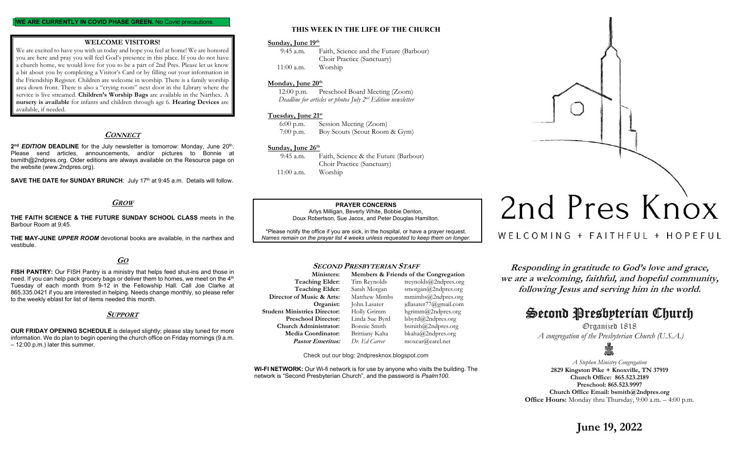**WE ARE CURRENTLY IN COVID PHASE GREEN.** No Covid precautions.

## WELCOME VISITORS!

We are excited to have you with us today and hope you feel at home! We are honored you are here and pray you will feel God's presence in this place. If you do not have a church home, we would love for you to be a part of 2nd Pres. Please let us know a bit about you by completing a Visitor's Card or by filling out your information in the Friendship Register. Children are welcome in worship. There is a family worship area down front. There is also a "crying room" next door in the Library where the service is live streamed. **Children's Worship Bags** are available in the Narthex. A **nursery is available** for infants and children through age 6. **Hearing Devices** are available, if needed.

## CONNECT

**2nd *EDITION* DEADLINE** for the July newsletter is tomorrow: Monday, June 20th. Please send articles, announcements, and/or pictures to Bonnie at bsmith@2ndpres.org. Older editions are always available on the Resource page on the website (www.2ndpres.org).

**SAVE THE DATE for SUNDAY BRUNCH**: July 17th at 9:45 a.m. Details will follow.

## GROW

**THE FAITH SCIENCE & THE FUTURE SUNDAY SCHOOL CLASS** meets in the Barbour Room at 9:45.

**THE MAY-JUNE *UPPER ROOM*** devotional books are available, in the narthex and vestibule.

## GO

**FISH PANTRY:** Our FISH Pantry is a ministry that helps feed shut-ins and those in need. If you can help pack grocery bags or deliver them to homes, we meet on the 4th Tuesday of each month from 9-12 in the Fellowship Hall. Call Joe Clarke at 865.335.0421 if you are interested in helping. Needs change monthly, so please refer to the weekly eblast for list of items needed this month.

## SUPPORT

**OUR FRIDAY OPENING SCHEDULE** is delayed slightly; please stay tuned for more information. We do plan to begin opening the church office on Friday mornings (9 a.m. – 12:00 p.m.) later this summer.

## THIS WEEK IN THE LIFE OF THE CHURCH

**Sunday, June 19th**

9:45 a.m. Faith, Science and the Future (Barbour)
Choir Practice (Sanctuary)
11:00 a.m. Worship

**Monday, June 20th**

12:00 p.m. Preschool Board Meeting (Zoom)
*Deadline for articles or photos July 2nd Edition newsletter*

**Tuesday, June 21st**

6:00 p.m. Session Meeting (Zoom)
7:00 p.m. Boy Scouts (Scout Room & Gym)

**Sunday, June 26th**

9:45 a.m. Faith, Science & the Future (Barbour)
Choir Practice (Sanctuary)
11:00 a.m. Worship

**PRAYER CONCERNS**

Arlys Milligan, Beverly White, Bobbie Denton, Doux Robertson, Sue Jacox, and Peter Douglas Hamilton.

\*Please notify the office if you are sick, in the hospital, or have a prayer request. *Names remain on the prayer list 4 weeks unless requested to keep them on longer.*

## SECOND PRESBYTERIAN STAFF

| | | |
|---|---|---|
| **Ministers:** | **Members & Friends of the Congregation** | |
| **Teaching Elder:** | Tim Reynolds | treynolds@2ndpres.org |
| **Teaching Elder:** | Sarah Morgan | smorgan@2ndpres.org |
| **Director of Music & Arts:** | Matthew Mimbs | mmimbs@2ndpres.org |
| **Organist:** | John Lasater | jdlasater77@gmail.com |
| **Student Ministries Director:** | Holly Grimm | hgrimm@2ndpres.org |
| **Preschool Director:** | Linda Sue Byrd | lsbyrd@2ndpres.org |
| **Church Administrator:** | Bonnie Smith | bsmith@2ndpres.org |
| **Media Coordinator:** | Brittiany Kaha | bkaha@2ndpres.org |
| ***Pastor Emeritus:*** | *Dr. Ed Carver* | moxcar@eatel.net |

Check out our blog: 2ndpresknox.blogspot.com

**WI-FI NETWORK:** Our Wi-fi network is for use by anyone who visits the building. The network is "Second Presbyterian Church", and the password is *Psalm100*.

# 2nd Pres Knox

WELCOMING + FAITHFUL + HOPEFUL

***Responding in gratitude to God's love and grace, we are a welcoming, faithful, and hopeful community, following Jesus and serving him in the world.***

# Second Presbyterian Church

Organized 1818

*A congregation of the Presbyterian Church (U.S.A.)*

*A Stephen Ministry Congregation*

**2829 Kingston Pike + Knoxville, TN 37919**
**Church Office: 865.523.2189**
**Preschool: 865.523.9997**
**Church Office Email: bsmith@2ndpres.org**
**Office Hours:** Monday thru Thursday, 9:00 a.m. – 4:00 p.m.

**June 19, 2022**